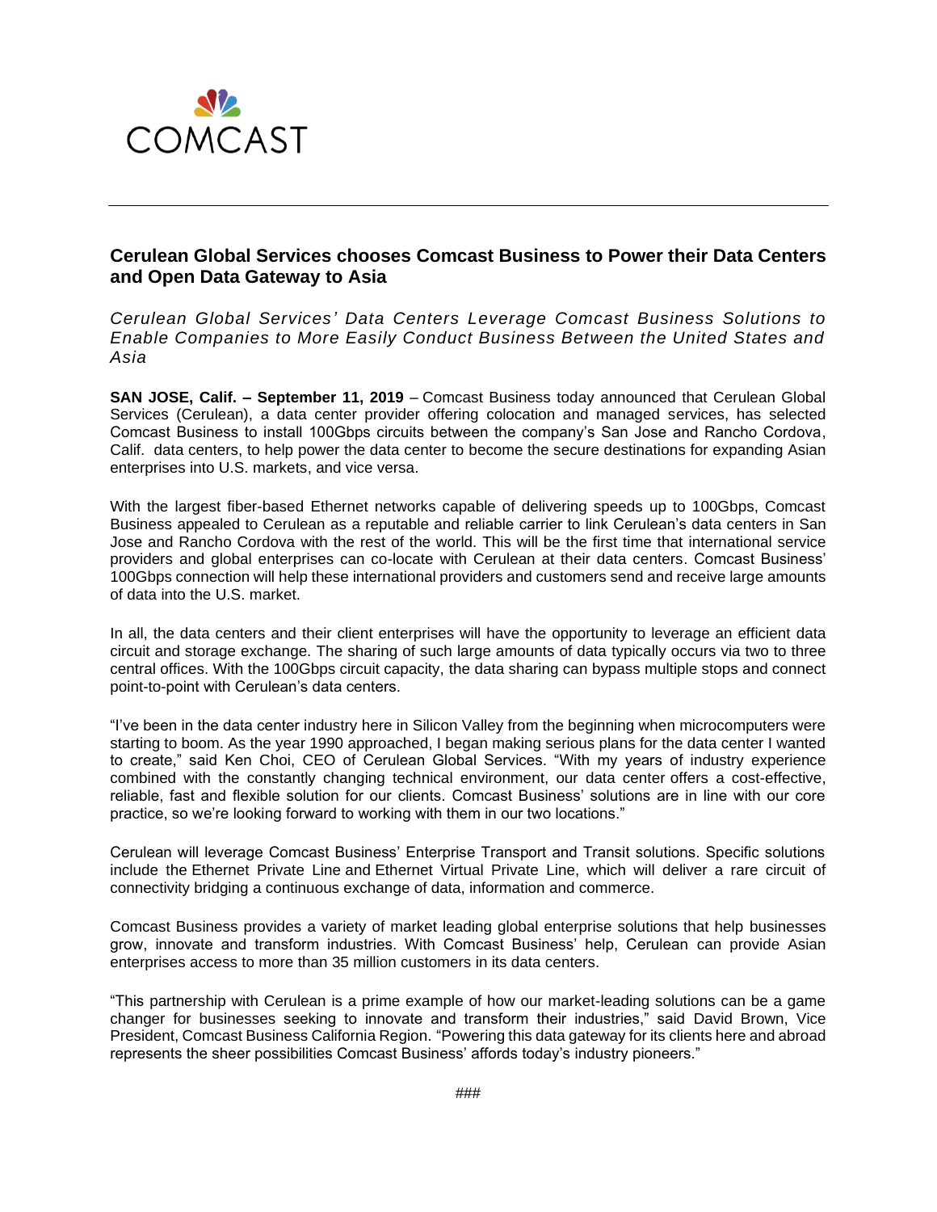COMCAST

# Cerulean Global Services chooses Comcast Business to Power their Data Centers and Open Data Gateway to Asia

*Cerulean Global Services' Data Centers Leverage Comcast Business Solutions to Enable Companies to More Easily Conduct Business Between the United States and Asia*

**SAN JOSE, Calif. – September 11, 2019** – Comcast Business today announced that Cerulean Global Services (Cerulean), a data center provider offering colocation and managed services, has selected Comcast Business to install 100Gbps circuits between the company's San Jose and Rancho Cordova, Calif. data centers, to help power the data center to become the secure destinations for expanding Asian enterprises into U.S. markets, and vice versa.

With the largest fiber-based Ethernet networks capable of delivering speeds up to 100Gbps, Comcast Business appealed to Cerulean as a reputable and reliable carrier to link Cerulean's data centers in San Jose and Rancho Cordova with the rest of the world. This will be the first time that international service providers and global enterprises can co-locate with Cerulean at their data centers. Comcast Business' 100Gbps connection will help these international providers and customers send and receive large amounts of data into the U.S. market.

In all, the data centers and their client enterprises will have the opportunity to leverage an efficient data circuit and storage exchange. The sharing of such large amounts of data typically occurs via two to three central offices. With the 100Gbps circuit capacity, the data sharing can bypass multiple stops and connect point-to-point with Cerulean's data centers.

"I've been in the data center industry here in Silicon Valley from the beginning when microcomputers were starting to boom. As the year 1990 approached, I began making serious plans for the data center I wanted to create," said Ken Choi, CEO of Cerulean Global Services. "With my years of industry experience combined with the constantly changing technical environment, our data center offers a cost-effective, reliable, fast and flexible solution for our clients. Comcast Business' solutions are in line with our core practice, so we're looking forward to working with them in our two locations."

Cerulean will leverage Comcast Business' Enterprise Transport and Transit solutions. Specific solutions include the Ethernet Private Line and Ethernet Virtual Private Line, which will deliver a rare circuit of connectivity bridging a continuous exchange of data, information and commerce.

Comcast Business provides a variety of market leading global enterprise solutions that help businesses grow, innovate and transform industries. With Comcast Business' help, Cerulean can provide Asian enterprises access to more than 35 million customers in its data centers.

"This partnership with Cerulean is a prime example of how our market-leading solutions can be a game changer for businesses seeking to innovate and transform their industries," said David Brown, Vice President, Comcast Business California Region. "Powering this data gateway for its clients here and abroad represents the sheer possibilities Comcast Business' affords today's industry pioneers."

###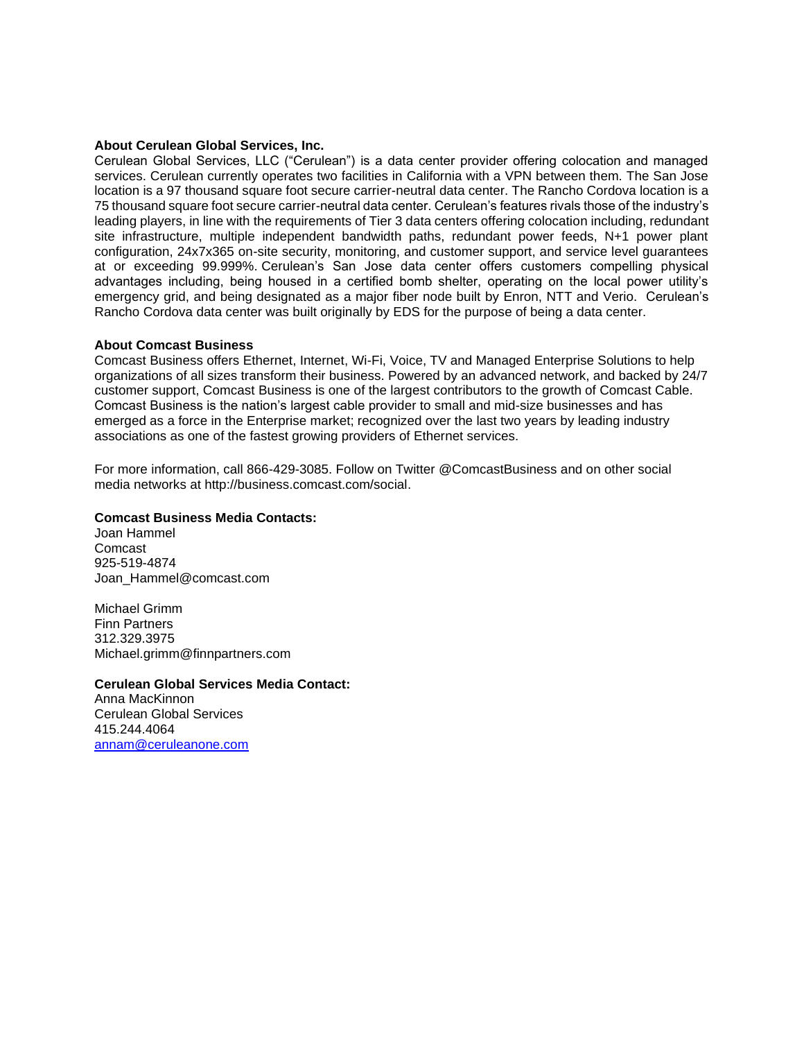**About Cerulean Global Services, Inc.**

Cerulean Global Services, LLC ("Cerulean") is a data center provider offering colocation and managed services. Cerulean currently operates two facilities in California with a VPN between them. The San Jose location is a 97 thousand square foot secure carrier-neutral data center. The Rancho Cordova location is a 75 thousand square foot secure carrier-neutral data center. Cerulean's features rivals those of the industry's leading players, in line with the requirements of Tier 3 data centers offering colocation including, redundant site infrastructure, multiple independent bandwidth paths, redundant power feeds, N+1 power plant configuration, 24x7x365 on-site security, monitoring, and customer support, and service level guarantees at or exceeding 99.999%. Cerulean's San Jose data center offers customers compelling physical advantages including, being housed in a certified bomb shelter, operating on the local power utility's emergency grid, and being designated as a major fiber node built by Enron, NTT and Verio. Cerulean's Rancho Cordova data center was built originally by EDS for the purpose of being a data center.

**About Comcast Business**

Comcast Business offers Ethernet, Internet, Wi-Fi, Voice, TV and Managed Enterprise Solutions to help organizations of all sizes transform their business. Powered by an advanced network, and backed by 24/7 customer support, Comcast Business is one of the largest contributors to the growth of Comcast Cable. Comcast Business is the nation's largest cable provider to small and mid-size businesses and has emerged as a force in the Enterprise market; recognized over the last two years by leading industry associations as one of the fastest growing providers of Ethernet services.

For more information, call 866-429-3085. Follow on Twitter @ComcastBusiness and on other social media networks at http://business.comcast.com/social.

**Comcast Business Media Contacts:**

Joan Hammel
Comcast
925-519-4874
Joan_Hammel@comcast.com

Michael Grimm
Finn Partners
312.329.3975
Michael.grimm@finnpartners.com

**Cerulean Global Services Media Contact:**

Anna MacKinnon
Cerulean Global Services
415.244.4064
annam@ceruleanone.com